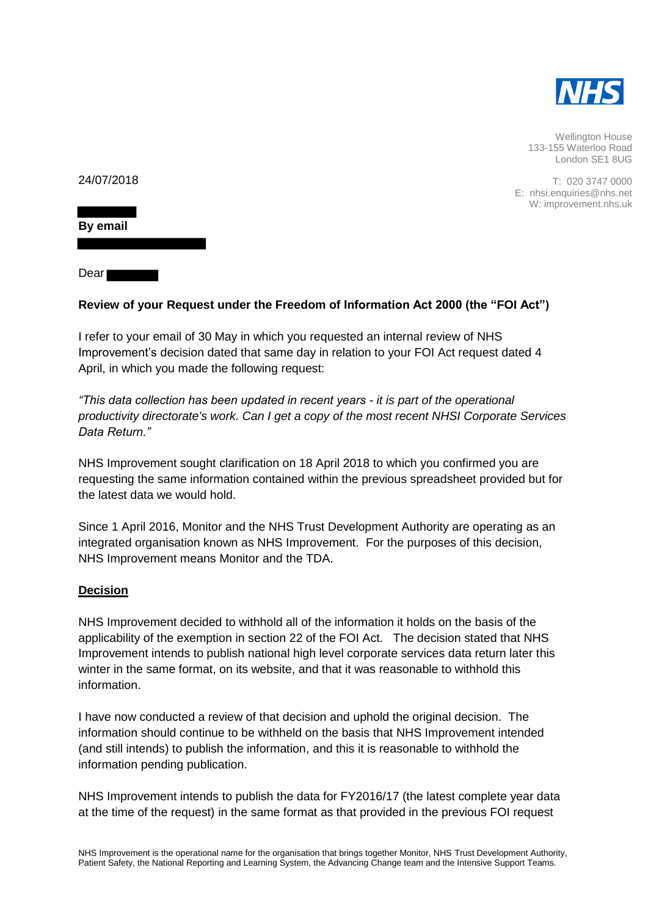NHS

Wellington House
133-155 Waterloo Road
London SE1 8UG

T: 020 3747 0000
E: nhsi.enquiries@nhs.net
W: improvement.nhs.uk

24/07/2018

**By email**

Dear

**Review of your Request under the Freedom of Information Act 2000 (the "FOI Act")**

I refer to your email of 30 May in which you requested an internal review of NHS Improvement's decision dated that same day in relation to your FOI Act request dated 4 April, in which you made the following request:

*"This data collection has been updated in recent years - it is part of the operational productivity directorate's work. Can I get a copy of the most recent NHSI Corporate Services Data Return."*

NHS Improvement sought clarification on 18 April 2018 to which you confirmed you are requesting the same information contained within the previous spreadsheet provided but for the latest data we would hold.

Since 1 April 2016, Monitor and the NHS Trust Development Authority are operating as an integrated organisation known as NHS Improvement. For the purposes of this decision, NHS Improvement means Monitor and the TDA.

**Decision**

NHS Improvement decided to withhold all of the information it holds on the basis of the applicability of the exemption in section 22 of the FOI Act. The decision stated that NHS Improvement intends to publish national high level corporate services data return later this winter in the same format, on its website, and that it was reasonable to withhold this information.

I have now conducted a review of that decision and uphold the original decision. The information should continue to be withheld on the basis that NHS Improvement intended (and still intends) to publish the information, and this it is reasonable to withhold the information pending publication.

NHS Improvement intends to publish the data for FY2016/17 (the latest complete year data at the time of the request) in the same format as that provided in the previous FOI request

NHS Improvement is the operational name for the organisation that brings together Monitor, NHS Trust Development Authority, Patient Safety, the National Reporting and Learning System, the Advancing Change team and the Intensive Support Teams.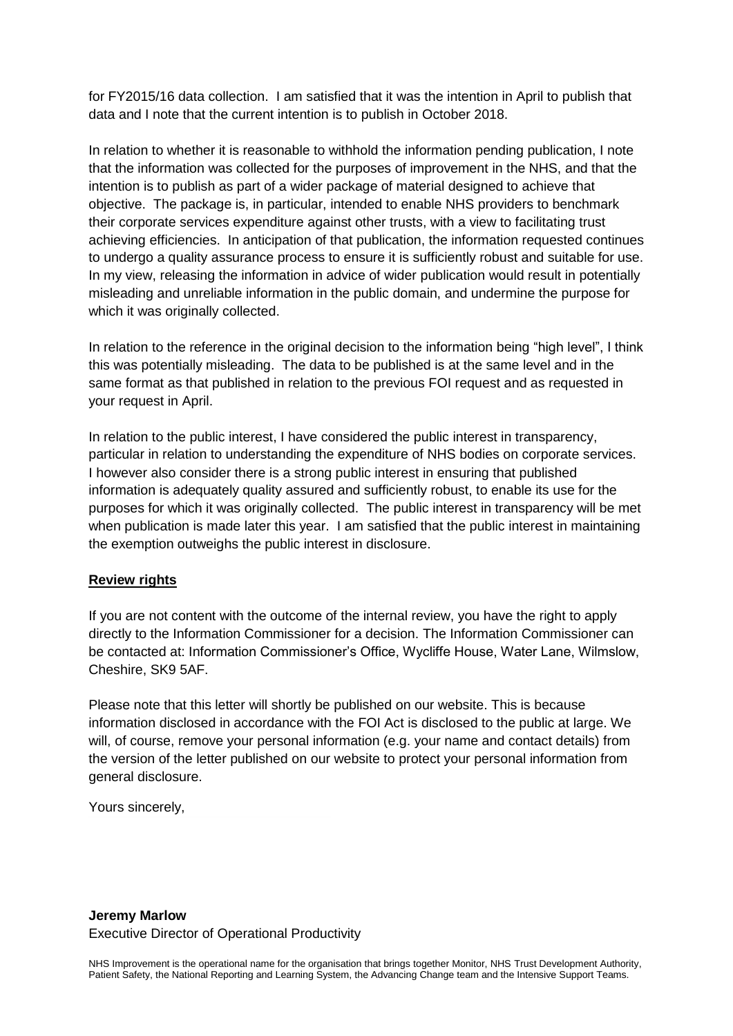for FY2015/16 data collection. I am satisfied that it was the intention in April to publish that data and I note that the current intention is to publish in October 2018.

In relation to whether it is reasonable to withhold the information pending publication, I note that the information was collected for the purposes of improvement in the NHS, and that the intention is to publish as part of a wider package of material designed to achieve that objective. The package is, in particular, intended to enable NHS providers to benchmark their corporate services expenditure against other trusts, with a view to facilitating trust achieving efficiencies. In anticipation of that publication, the information requested continues to undergo a quality assurance process to ensure it is sufficiently robust and suitable for use. In my view, releasing the information in advice of wider publication would result in potentially misleading and unreliable information in the public domain, and undermine the purpose for which it was originally collected.

In relation to the reference in the original decision to the information being "high level", I think this was potentially misleading. The data to be published is at the same level and in the same format as that published in relation to the previous FOI request and as requested in your request in April.

In relation to the public interest, I have considered the public interest in transparency, particular in relation to understanding the expenditure of NHS bodies on corporate services. I however also consider there is a strong public interest in ensuring that published information is adequately quality assured and sufficiently robust, to enable its use for the purposes for which it was originally collected. The public interest in transparency will be met when publication is made later this year. I am satisfied that the public interest in maintaining the exemption outweighs the public interest in disclosure.

**Review rights**

If you are not content with the outcome of the internal review, you have the right to apply directly to the Information Commissioner for a decision. The Information Commissioner can be contacted at: Information Commissioner's Office, Wycliffe House, Water Lane, Wilmslow, Cheshire, SK9 5AF.

Please note that this letter will shortly be published on our website. This is because information disclosed in accordance with the FOI Act is disclosed to the public at large. We will, of course, remove your personal information (e.g. your name and contact details) from the version of the letter published on our website to protect your personal information from general disclosure.

Yours sincerely,

**Jeremy Marlow**
Executive Director of Operational Productivity

NHS Improvement is the operational name for the organisation that brings together Monitor, NHS Trust Development Authority, Patient Safety, the National Reporting and Learning System, the Advancing Change team and the Intensive Support Teams.